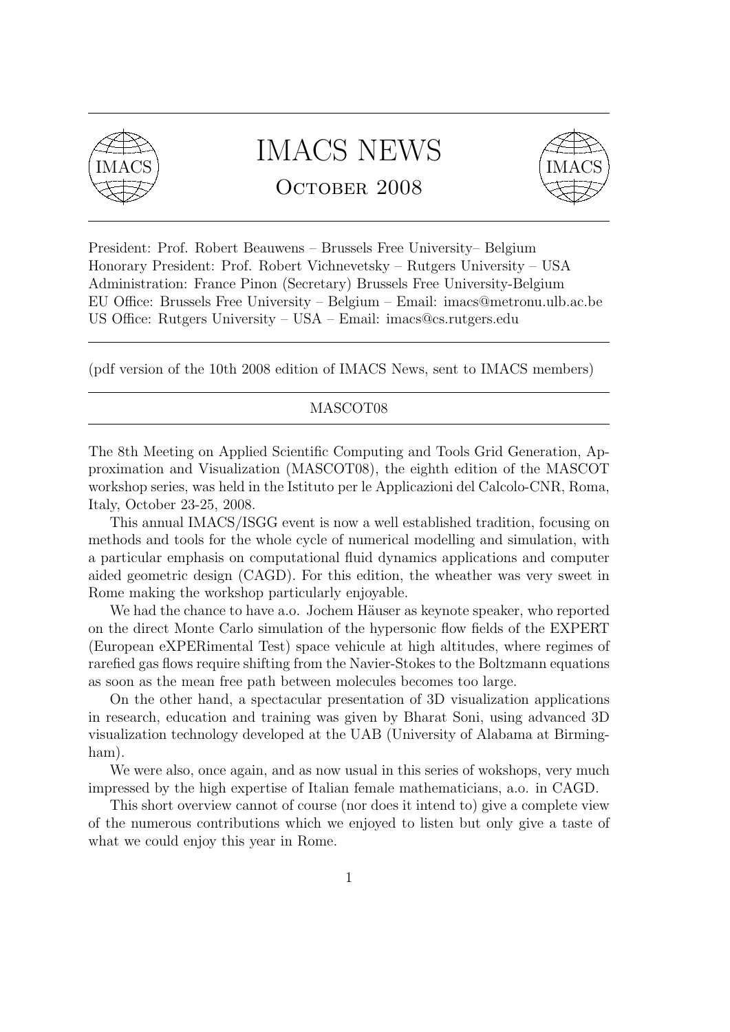# IMACS NEWS

## October 2008

President: Prof. Robert Beauwens – Brussels Free University– Belgium
Honorary President: Prof. Robert Vichnevetsky – Rutgers University – USA
Administration: France Pinon (Secretary) Brussels Free University-Belgium
EU Office: Brussels Free University – Belgium – Email: imacs@metronu.ulb.ac.be
US Office: Rutgers University – USA – Email: imacs@cs.rutgers.edu

---

(pdf version of the 10th 2008 edition of IMACS News, sent to IMACS members)

---

## MASCOT08

The 8th Meeting on Applied Scientific Computing and Tools Grid Generation, Approximation and Visualization (MASCOT08), the eighth edition of the MASCOT workshop series, was held in the Istituto per le Applicazioni del Calcolo-CNR, Roma, Italy, October 23-25, 2008.

This annual IMACS/ISGG event is now a well established tradition, focusing on methods and tools for the whole cycle of numerical modelling and simulation, with a particular emphasis on computational fluid dynamics applications and computer aided geometric design (CAGD). For this edition, the wheather was very sweet in Rome making the workshop particularly enjoyable.

We had the chance to have a.o. Jochem Häuser as keynote speaker, who reported on the direct Monte Carlo simulation of the hypersonic flow fields of the EXPERT (European eXPERimental Test) space vehicule at high altitudes, where regimes of rarefied gas flows require shifting from the Navier-Stokes to the Boltzmann equations as soon as the mean free path between molecules becomes too large.

On the other hand, a spectacular presentation of 3D visualization applications in research, education and training was given by Bharat Soni, using advanced 3D visualization technology developed at the UAB (University of Alabama at Birmingham).

We were also, once again, and as now usual in this series of wokshops, very much impressed by the high expertise of Italian female mathematicians, a.o. in CAGD.

This short overview cannot of course (nor does it intend to) give a complete view of the numerous contributions which we enjoyed to listen but only give a taste of what we could enjoy this year in Rome.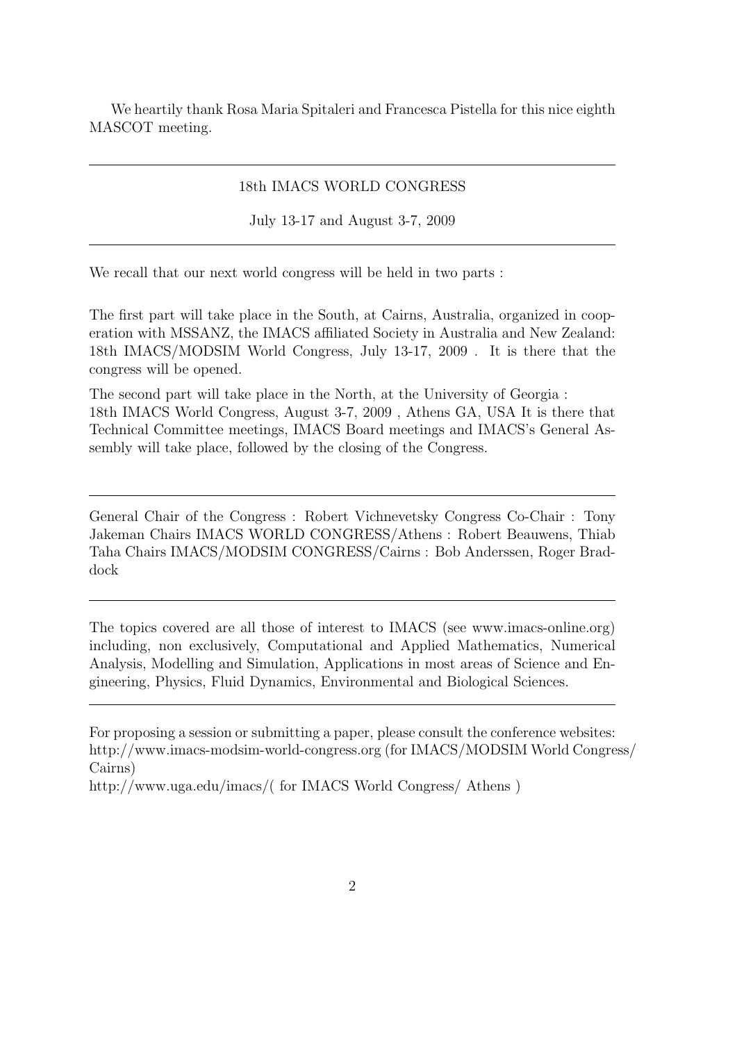We heartily thank Rosa Maria Spitaleri and Francesca Pistella for this nice eighth MASCOT meeting.

---

18th IMACS WORLD CONGRESS

July 13-17 and August 3-7, 2009

---

We recall that our next world congress will be held in two parts :

The first part will take place in the South, at Cairns, Australia, organized in cooperation with MSSANZ, the IMACS affiliated Society in Australia and New Zealand: 18th IMACS/MODSIM World Congress, July 13-17, 2009 . It is there that the congress will be opened.

The second part will take place in the North, at the University of Georgia : 18th IMACS World Congress, August 3-7, 2009 , Athens GA, USA It is there that Technical Committee meetings, IMACS Board meetings and IMACS's General Assembly will take place, followed by the closing of the Congress.

---

General Chair of the Congress : Robert Vichnevetsky Congress Co-Chair : Tony Jakeman Chairs IMACS WORLD CONGRESS/Athens : Robert Beauwens, Thiab Taha Chairs IMACS/MODSIM CONGRESS/Cairns : Bob Anderssen, Roger Braddock

---

The topics covered are all those of interest to IMACS (see www.imacs-online.org) including, non exclusively, Computational and Applied Mathematics, Numerical Analysis, Modelling and Simulation, Applications in most areas of Science and Engineering, Physics, Fluid Dynamics, Environmental and Biological Sciences.

---

For proposing a session or submitting a paper, please consult the conference websites: http://www.imacs-modsim-world-congress.org (for IMACS/MODSIM World Congress/ Cairns)
http://www.uga.edu/imacs/( for IMACS World Congress/ Athens )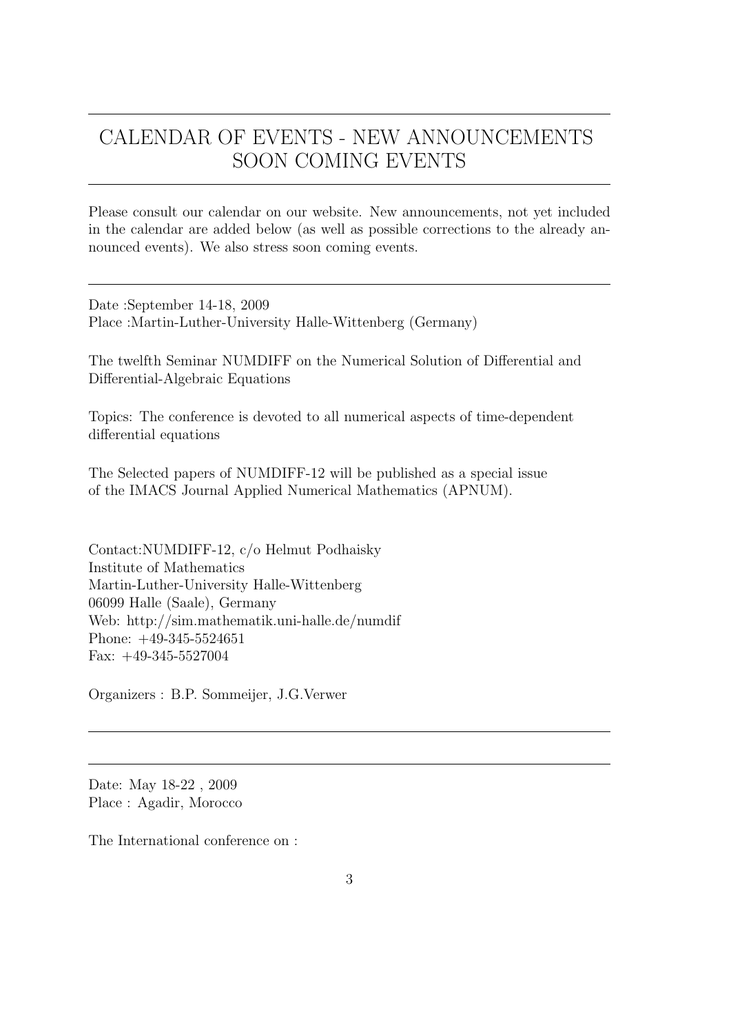# CALENDAR OF EVENTS - NEW ANNOUNCEMENTS SOON COMING EVENTS

Please consult our calendar on our website. New announcements, not yet included in the calendar are added below (as well as possible corrections to the already announced events). We also stress soon coming events.

---

Date :September 14-18, 2009
Place :Martin-Luther-University Halle-Wittenberg (Germany)

The twelfth Seminar NUMDIFF on the Numerical Solution of Differential and Differential-Algebraic Equations

Topics: The conference is devoted to all numerical aspects of time-dependent differential equations

The Selected papers of NUMDIFF-12 will be published as a special issue of the IMACS Journal Applied Numerical Mathematics (APNUM).

Contact:NUMDIFF-12, c/o Helmut Podhaisky
Institute of Mathematics
Martin-Luther-University Halle-Wittenberg
06099 Halle (Saale), Germany
Web: http://sim.mathematik.uni-halle.de/numdif
Phone: +49-345-5524651
Fax: +49-345-5527004

Organizers : B.P. Sommeijer, J.G.Verwer

---

---

Date: May 18-22 , 2009
Place : Agadir, Morocco

The International conference on :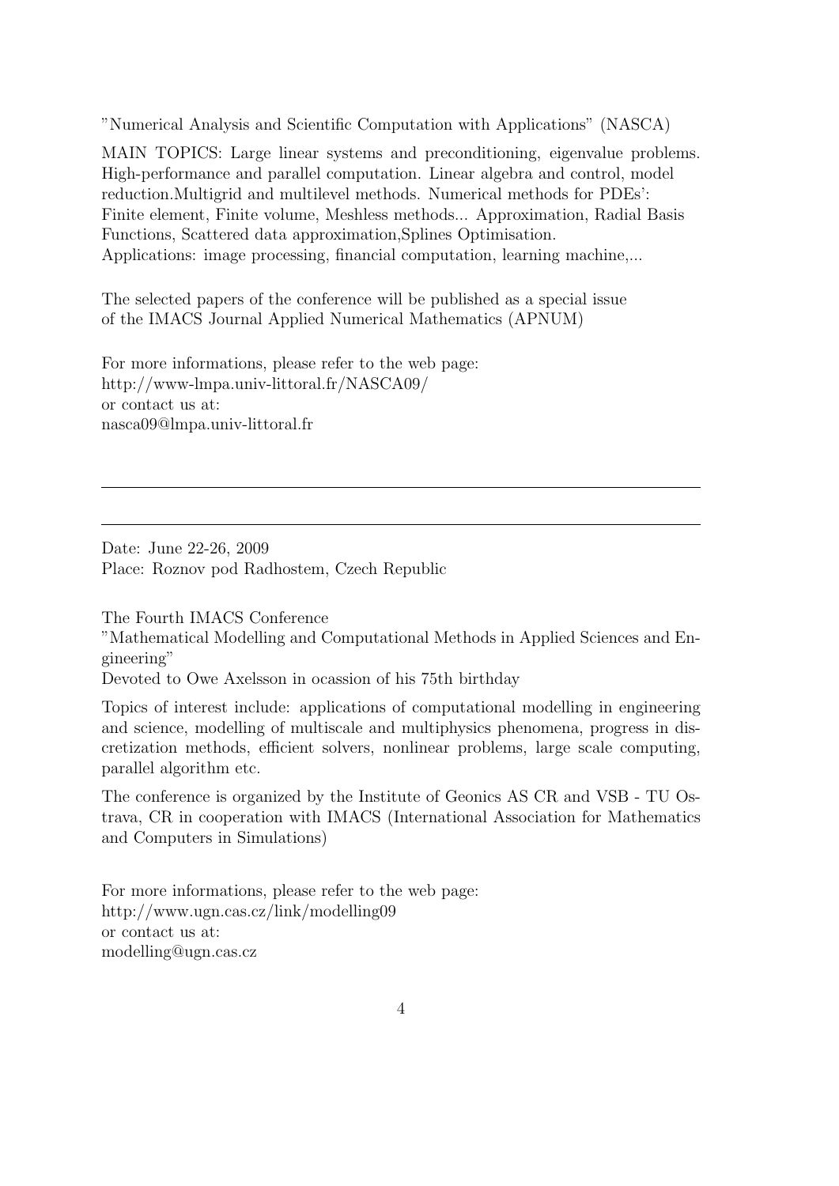"Numerical Analysis and Scientific Computation with Applications" (NASCA)

MAIN TOPICS: Large linear systems and preconditioning, eigenvalue problems. High-performance and parallel computation. Linear algebra and control, model reduction.Multigrid and multilevel methods. Numerical methods for PDEs': Finite element, Finite volume, Meshless methods... Approximation, Radial Basis Functions, Scattered data approximation,Splines Optimisation.
Applications: image processing, financial computation, learning machine,...

The selected papers of the conference will be published as a special issue of the IMACS Journal Applied Numerical Mathematics (APNUM)

For more informations, please refer to the web page:
http://www-lmpa.univ-littoral.fr/NASCA09/
or contact us at:
nasca09@lmpa.univ-littoral.fr

---

---

Date: June 22-26, 2009
Place: Roznov pod Radhostem, Czech Republic

The Fourth IMACS Conference
"Mathematical Modelling and Computational Methods in Applied Sciences and Engineering"
Devoted to Owe Axelsson in ocassion of his 75th birthday

Topics of interest include: applications of computational modelling in engineering and science, modelling of multiscale and multiphysics phenomena, progress in discretization methods, efficient solvers, nonlinear problems, large scale computing, parallel algorithm etc.

The conference is organized by the Institute of Geonics AS CR and VSB - TU Ostrava, CR in cooperation with IMACS (International Association for Mathematics and Computers in Simulations)

For more informations, please refer to the web page:
http://www.ugn.cas.cz/link/modelling09
or contact us at:
modelling@ugn.cas.cz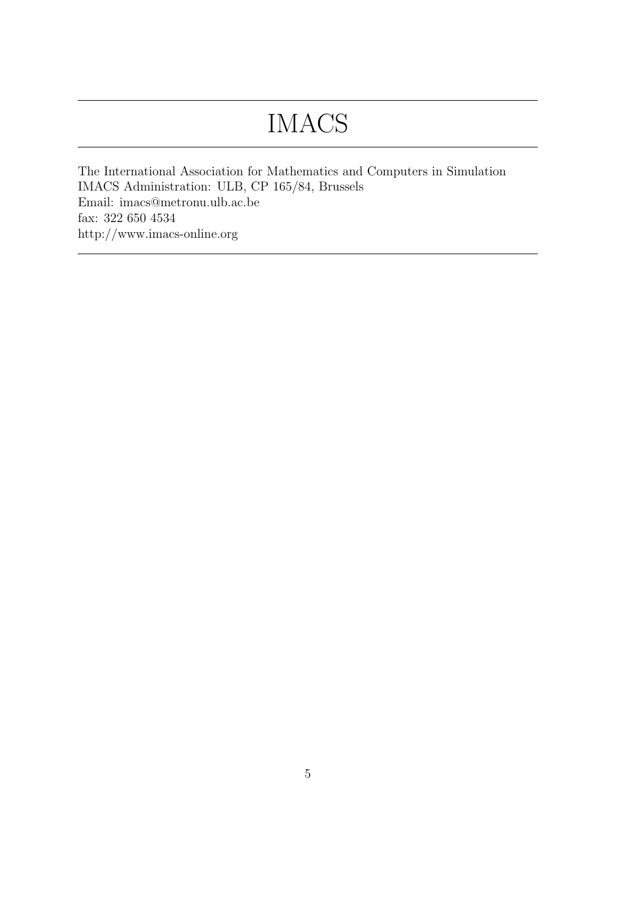# IMACS

The International Association for Mathematics and Computers in Simulation
IMACS Administration: ULB, CP 165/84, Brussels
Email: imacs@metronu.ulb.ac.be
fax: 322 650 4534
http://www.imacs-online.org